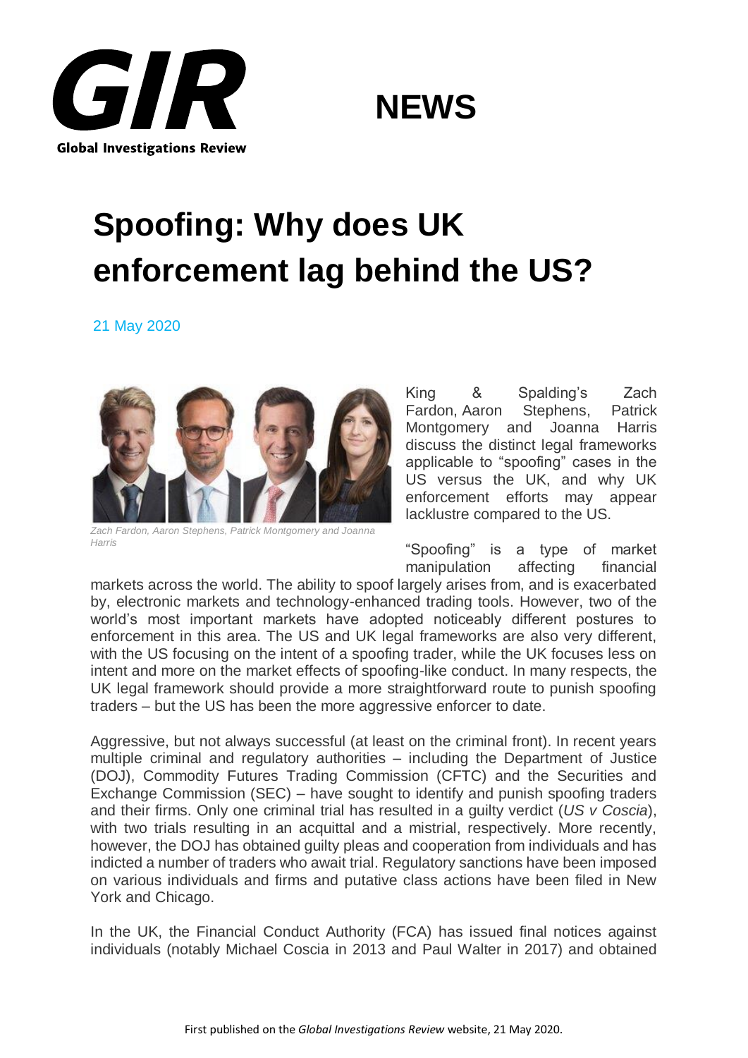# Spoofing: Why does UK enforcement lag behind the US?

21 May 2020

Zach Fardon, Aaron Stephens, Patrick Montgomery and Joanna Harris

King & Spalding's Zach Fardon, Aaron Stephens, Patrick Montgomery and Joanna Harris discuss the distinct legal frameworks applicable to "spoofing" cases in the US versus the UK, and why UK enforcement efforts may appear lacklustre compared to the US.

"Spoofing" is a type of market manipulation affecting financial markets across the world. The ability to spoof largely arises from, and is exacerbated by, electronic markets and technology-enhanced trading tools. However, two of the world's most important markets have adopted noticeably different postures to enforcement in this area. The US and UK legal frameworks are also very different, with the US focusing on the intent of a spoofing trader, while the UK focuses less on intent and more on the market effects of spoofing-like conduct. In many respects, the UK legal framework should provide a more straightforward route to punish spoofing traders – but the US has been the more aggressive enforcer to date.

Aggressive, but not always successful (at least on the criminal front). In recent years multiple criminal and regulatory authorities – including the Department of Justice (DOJ), Commodity Futures Trading Commission (CFTC) and the Securities and Exchange Commission (SEC) – have sought to identify and punish spoofing traders and their firms. Only one criminal trial has resulted in a guilty verdict (*US v Coscia*), with two trials resulting in an acquittal and a mistrial, respectively. More recently, however, the DOJ has obtained guilty pleas and cooperation from individuals and has indicted a number of traders who await trial. Regulatory sanctions have been imposed on various individuals and firms and putative class actions have been filed in New York and Chicago.

In the UK, the Financial Conduct Authority (FCA) has issued final notices against individuals (notably Michael Coscia in 2013 and Paul Walter in 2017) and obtained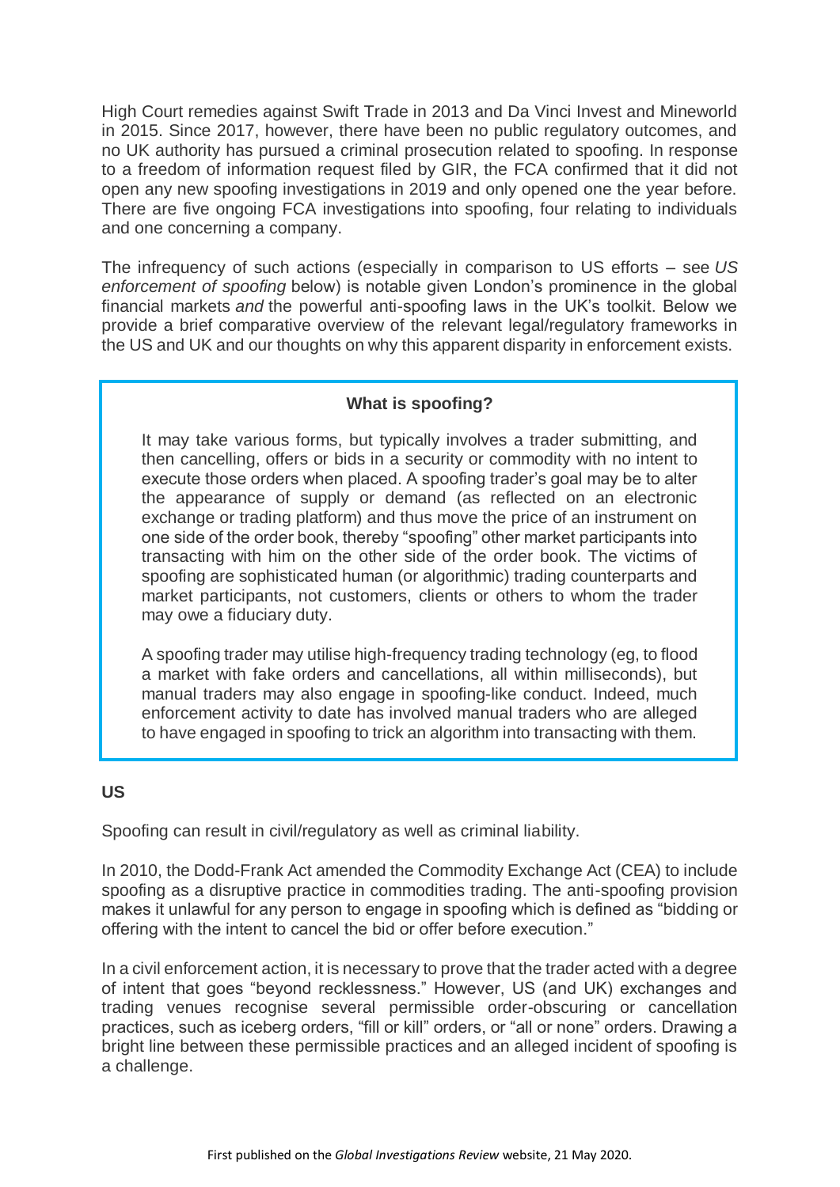High Court remedies against Swift Trade in 2013 and Da Vinci Invest and Mineworld in 2015. Since 2017, however, there have been no public regulatory outcomes, and no UK authority has pursued a criminal prosecution related to spoofing. In response to a freedom of information request filed by GIR, the FCA confirmed that it did not open any new spoofing investigations in 2019 and only opened one the year before. There are five ongoing FCA investigations into spoofing, four relating to individuals and one concerning a company.

The infrequency of such actions (especially in comparison to US efforts – see *US enforcement of spoofing* below) is notable given London's prominence in the global financial markets *and* the powerful anti-spoofing laws in the UK's toolkit. Below we provide a brief comparative overview of the relevant legal/regulatory frameworks in the US and UK and our thoughts on why this apparent disparity in enforcement exists.

> **What is spoofing?**
>
> It may take various forms, but typically involves a trader submitting, and then cancelling, offers or bids in a security or commodity with no intent to execute those orders when placed. A spoofing trader's goal may be to alter the appearance of supply or demand (as reflected on an electronic exchange or trading platform) and thus move the price of an instrument on one side of the order book, thereby "spoofing" other market participants into transacting with him on the other side of the order book. The victims of spoofing are sophisticated human (or algorithmic) trading counterparts and market participants, not customers, clients or others to whom the trader may owe a fiduciary duty.
>
> A spoofing trader may utilise high-frequency trading technology (eg, to flood a market with fake orders and cancellations, all within milliseconds), but manual traders may also engage in spoofing-like conduct. Indeed, much enforcement activity to date has involved manual traders who are alleged to have engaged in spoofing to trick an algorithm into transacting with them.

**US**

Spoofing can result in civil/regulatory as well as criminal liability.

In 2010, the Dodd-Frank Act amended the Commodity Exchange Act (CEA) to include spoofing as a disruptive practice in commodities trading. The anti-spoofing provision makes it unlawful for any person to engage in spoofing which is defined as "bidding or offering with the intent to cancel the bid or offer before execution."

In a civil enforcement action, it is necessary to prove that the trader acted with a degree of intent that goes "beyond recklessness." However, US (and UK) exchanges and trading venues recognise several permissible order-obscuring or cancellation practices, such as iceberg orders, "fill or kill" orders, or "all or none" orders. Drawing a bright line between these permissible practices and an alleged incident of spoofing is a challenge.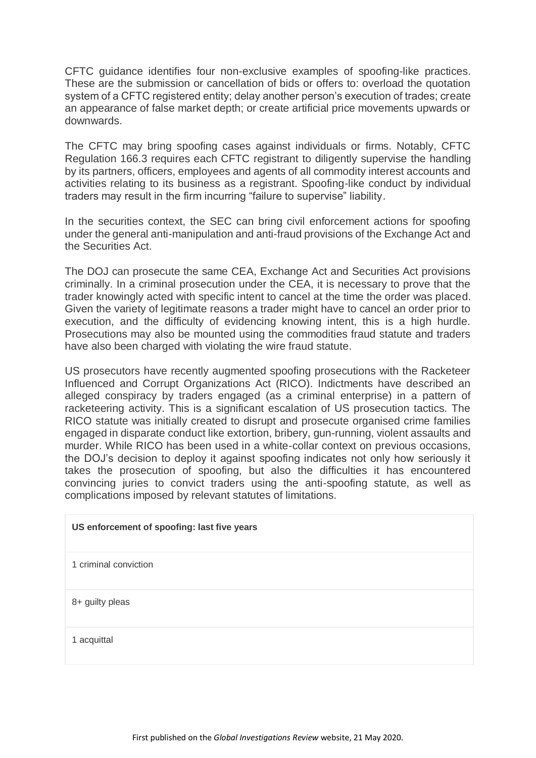CFTC guidance identifies four non-exclusive examples of spoofing-like practices. These are the submission or cancellation of bids or offers to: overload the quotation system of a CFTC registered entity; delay another person's execution of trades; create an appearance of false market depth; or create artificial price movements upwards or downwards.

The CFTC may bring spoofing cases against individuals or firms. Notably, CFTC Regulation 166.3 requires each CFTC registrant to diligently supervise the handling by its partners, officers, employees and agents of all commodity interest accounts and activities relating to its business as a registrant. Spoofing-like conduct by individual traders may result in the firm incurring "failure to supervise" liability.

In the securities context, the SEC can bring civil enforcement actions for spoofing under the general anti-manipulation and anti-fraud provisions of the Exchange Act and the Securities Act.

The DOJ can prosecute the same CEA, Exchange Act and Securities Act provisions criminally. In a criminal prosecution under the CEA, it is necessary to prove that the trader knowingly acted with specific intent to cancel at the time the order was placed. Given the variety of legitimate reasons a trader might have to cancel an order prior to execution, and the difficulty of evidencing knowing intent, this is a high hurdle. Prosecutions may also be mounted using the commodities fraud statute and traders have also been charged with violating the wire fraud statute.

US prosecutors have recently augmented spoofing prosecutions with the Racketeer Influenced and Corrupt Organizations Act (RICO). Indictments have described an alleged conspiracy by traders engaged (as a criminal enterprise) in a pattern of racketeering activity. This is a significant escalation of US prosecution tactics. The RICO statute was initially created to disrupt and prosecute organised crime families engaged in disparate conduct like extortion, bribery, gun-running, violent assaults and murder. While RICO has been used in a white-collar context on previous occasions, the DOJ's decision to deploy it against spoofing indicates not only how seriously it takes the prosecution of spoofing, but also the difficulties it has encountered convincing juries to convict traders using the anti-spoofing statute, as well as complications imposed by relevant statutes of limitations.

| **US enforcement of spoofing: last five years** |
| --- |
| 1 criminal conviction |
| 8+ guilty pleas |
| 1 acquittal |

First published on the *Global Investigations Review* website, 21 May 2020.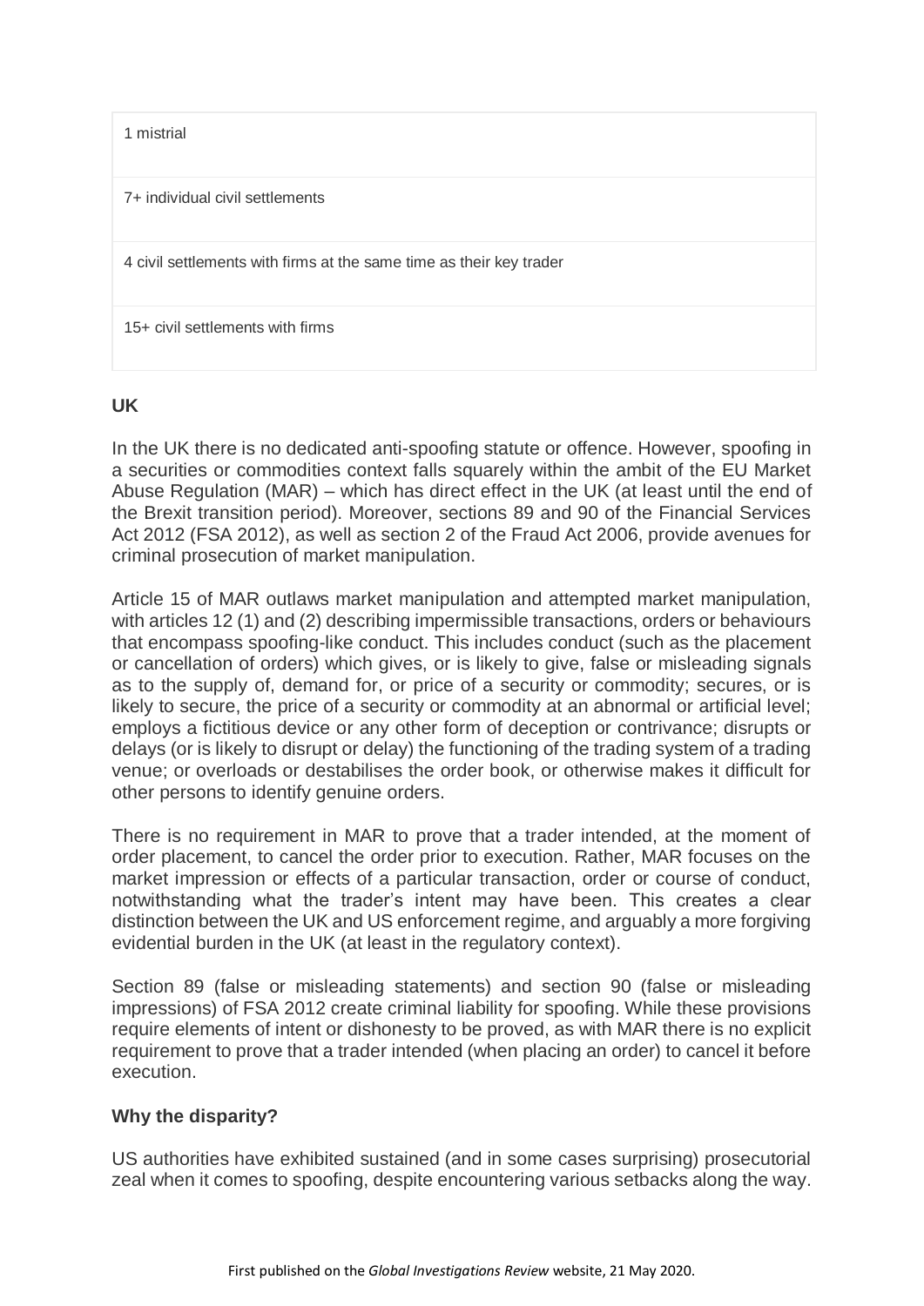| 1 mistrial |
| --- |
| 7+ individual civil settlements |
| 4 civil settlements with firms at the same time as their key trader |
| 15+ civil settlements with firms |

**UK**

In the UK there is no dedicated anti-spoofing statute or offence. However, spoofing in a securities or commodities context falls squarely within the ambit of the EU Market Abuse Regulation (MAR) – which has direct effect in the UK (at least until the end of the Brexit transition period). Moreover, sections 89 and 90 of the Financial Services Act 2012 (FSA 2012), as well as section 2 of the Fraud Act 2006, provide avenues for criminal prosecution of market manipulation.

Article 15 of MAR outlaws market manipulation and attempted market manipulation, with articles 12 (1) and (2) describing impermissible transactions, orders or behaviours that encompass spoofing-like conduct. This includes conduct (such as the placement or cancellation of orders) which gives, or is likely to give, false or misleading signals as to the supply of, demand for, or price of a security or commodity; secures, or is likely to secure, the price of a security or commodity at an abnormal or artificial level; employs a fictitious device or any other form of deception or contrivance; disrupts or delays (or is likely to disrupt or delay) the functioning of the trading system of a trading venue; or overloads or destabilises the order book, or otherwise makes it difficult for other persons to identify genuine orders.

There is no requirement in MAR to prove that a trader intended, at the moment of order placement, to cancel the order prior to execution. Rather, MAR focuses on the market impression or effects of a particular transaction, order or course of conduct, notwithstanding what the trader's intent may have been. This creates a clear distinction between the UK and US enforcement regime, and arguably a more forgiving evidential burden in the UK (at least in the regulatory context).

Section 89 (false or misleading statements) and section 90 (false or misleading impressions) of FSA 2012 create criminal liability for spoofing. While these provisions require elements of intent or dishonesty to be proved, as with MAR there is no explicit requirement to prove that a trader intended (when placing an order) to cancel it before execution.

**Why the disparity?**

US authorities have exhibited sustained (and in some cases surprising) prosecutorial zeal when it comes to spoofing, despite encountering various setbacks along the way.

First published on the *Global Investigations Review* website, 21 May 2020.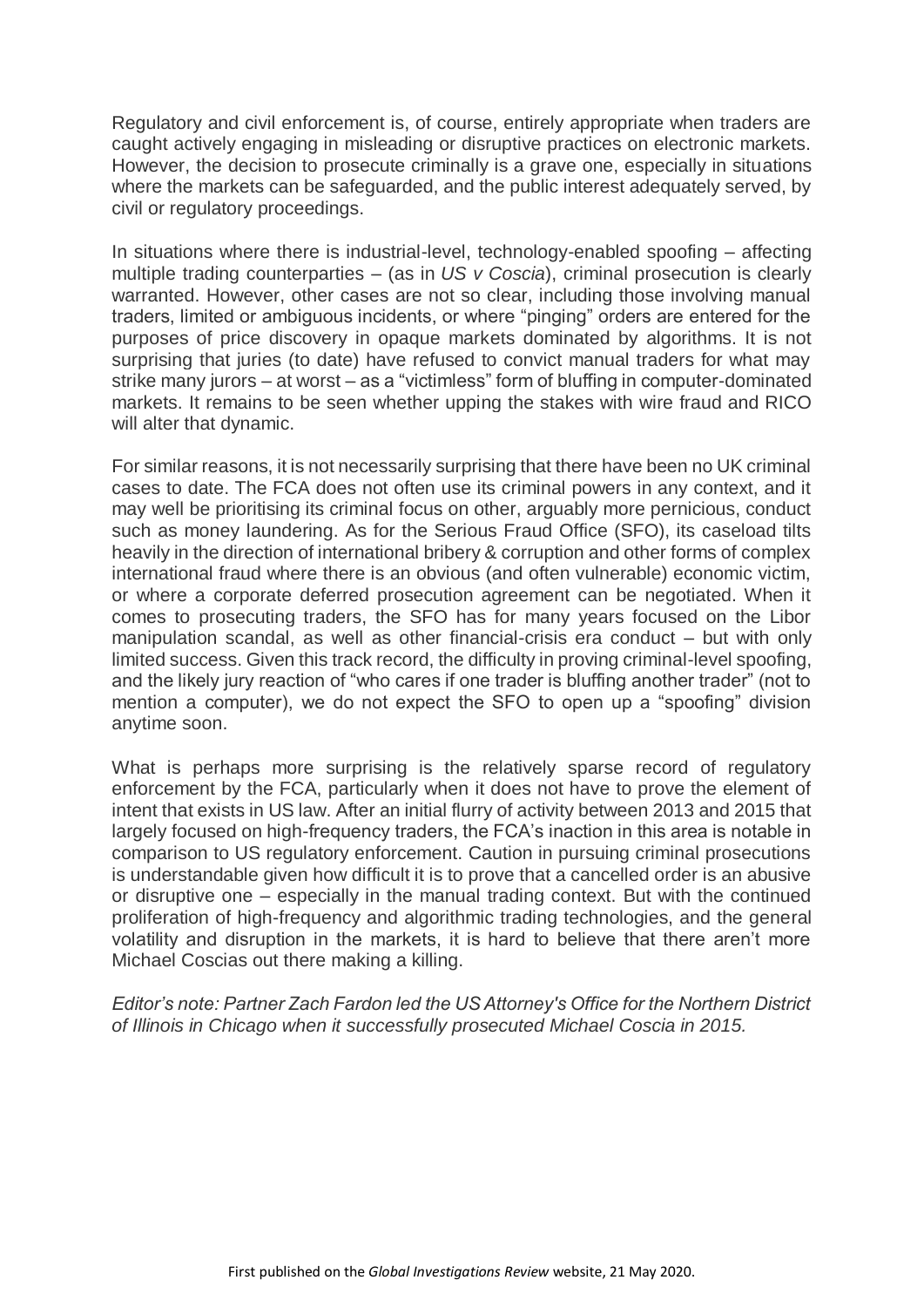Regulatory and civil enforcement is, of course, entirely appropriate when traders are caught actively engaging in misleading or disruptive practices on electronic markets. However, the decision to prosecute criminally is a grave one, especially in situations where the markets can be safeguarded, and the public interest adequately served, by civil or regulatory proceedings.

In situations where there is industrial-level, technology-enabled spoofing – affecting multiple trading counterparties – (as in *US v Coscia*), criminal prosecution is clearly warranted. However, other cases are not so clear, including those involving manual traders, limited or ambiguous incidents, or where "pinging" orders are entered for the purposes of price discovery in opaque markets dominated by algorithms. It is not surprising that juries (to date) have refused to convict manual traders for what may strike many jurors – at worst – as a "victimless" form of bluffing in computer-dominated markets. It remains to be seen whether upping the stakes with wire fraud and RICO will alter that dynamic.

For similar reasons, it is not necessarily surprising that there have been no UK criminal cases to date. The FCA does not often use its criminal powers in any context, and it may well be prioritising its criminal focus on other, arguably more pernicious, conduct such as money laundering. As for the Serious Fraud Office (SFO), its caseload tilts heavily in the direction of international bribery & corruption and other forms of complex international fraud where there is an obvious (and often vulnerable) economic victim, or where a corporate deferred prosecution agreement can be negotiated. When it comes to prosecuting traders, the SFO has for many years focused on the Libor manipulation scandal, as well as other financial-crisis era conduct – but with only limited success. Given this track record, the difficulty in proving criminal-level spoofing, and the likely jury reaction of "who cares if one trader is bluffing another trader" (not to mention a computer), we do not expect the SFO to open up a "spoofing" division anytime soon.

What is perhaps more surprising is the relatively sparse record of regulatory enforcement by the FCA, particularly when it does not have to prove the element of intent that exists in US law. After an initial flurry of activity between 2013 and 2015 that largely focused on high-frequency traders, the FCA's inaction in this area is notable in comparison to US regulatory enforcement. Caution in pursuing criminal prosecutions is understandable given how difficult it is to prove that a cancelled order is an abusive or disruptive one – especially in the manual trading context. But with the continued proliferation of high-frequency and algorithmic trading technologies, and the general volatility and disruption in the markets, it is hard to believe that there aren't more Michael Coscias out there making a killing.

*Editor's note: Partner Zach Fardon led the US Attorney's Office for the Northern District of Illinois in Chicago when it successfully prosecuted Michael Coscia in 2015.*

First published on the *Global Investigations Review* website, 21 May 2020.